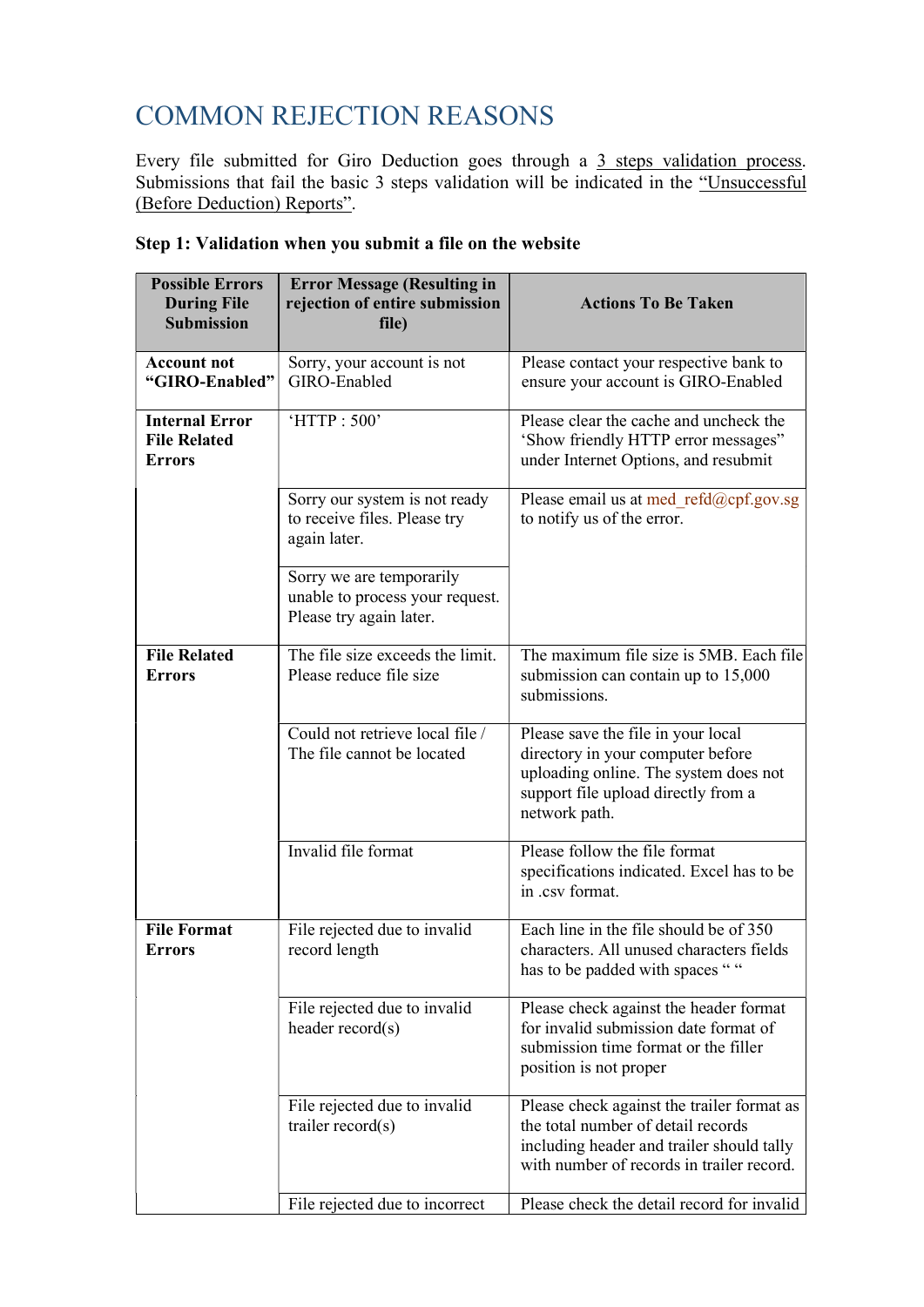# COMMON REJECTION REASONS

Every file submitted for Giro Deduction goes through a 3 steps validation process. Submissions that fail the basic 3 steps validation will be indicated in the "Unsuccessful (Before Deduction) Reports".

**Step 1: Validation when you submit a file on the website**

| Possible Errors During File Submission | Error Message (Resulting in rejection of entire submission file) | Actions To Be Taken |
|---|---|---|
| **Account not "GIRO-Enabled"** | Sorry, your account is not GIRO-Enabled | Please contact your respective bank to ensure your account is GIRO-Enabled |
| **Internal Error File Related Errors** | 'HTTP : 500' | Please clear the cache and uncheck the 'Show friendly HTTP error messages" under Internet Options, and resubmit |
| | Sorry our system is not ready to receive files. Please try again later. | Please email us at med_refd@cpf.gov.sg to notify us of the error. |
| | Sorry we are temporarily unable to process your request. Please try again later. | |
| **File Related Errors** | The file size exceeds the limit. Please reduce file size | The maximum file size is 5MB. Each file submission can contain up to 15,000 submissions. |
| | Could not retrieve local file / The file cannot be located | Please save the file in your local directory in your computer before uploading online. The system does not support file upload directly from a network path. |
| | Invalid file format | Please follow the file format specifications indicated. Excel has to be in .csv format. |
| **File Format Errors** | File rejected due to invalid record length | Each line in the file should be of 350 characters. All unused characters fields has to be padded with spaces " " |
| | File rejected due to invalid header record(s) | Please check against the header format for invalid submission date format of submission time format or the filler position is not proper |
| | File rejected due to invalid trailer record(s) | Please check against the trailer format as the total number of detail records including header and trailer should tally with number of records in trailer record. |
| | File rejected due to incorrect | Please check the detail record for invalid |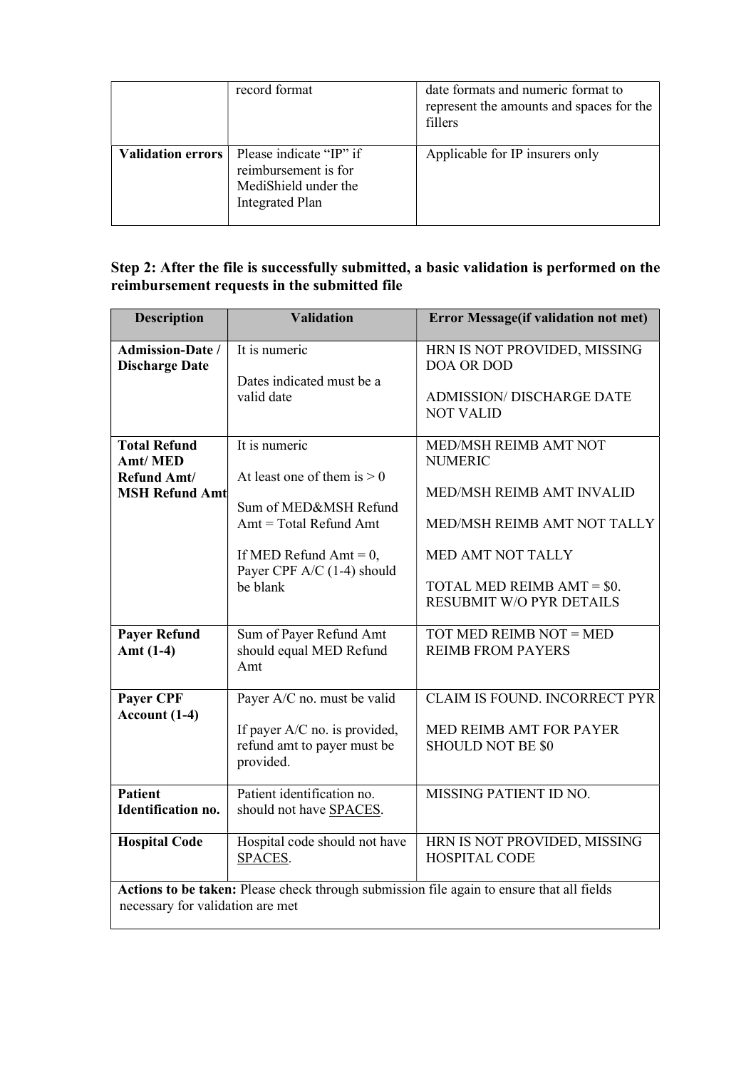|  | record format | date formats and numeric format to represent the amounts and spaces for the fillers |
|---|---|---|
| **Validation errors** | Please indicate "IP" if reimbursement is for MediShield under the Integrated Plan | Applicable for IP insurers only |

### Step 2: After the file is successfully submitted, a basic validation is performed on the reimbursement requests in the submitted file

| Description | Validation | Error Message(if validation not met) |
|---|---|---|
| **Admission-Date / Discharge Date** | It is numeric<br><br>Dates indicated must be a valid date | HRN IS NOT PROVIDED, MISSING DOA OR DOD<br><br>ADMISSION/ DISCHARGE DATE NOT VALID |
| **Total Refund Amt/ MED Refund Amt/ MSH Refund Amt** | It is numeric<br><br>At least one of them is > 0<br><br>Sum of MED&MSH Refund Amt = Total Refund Amt<br><br>If MED Refund Amt = 0, Payer CPF A/C (1-4) should be blank | MED/MSH REIMB AMT NOT NUMERIC<br><br>MED/MSH REIMB AMT INVALID<br><br>MED/MSH REIMB AMT NOT TALLY<br><br>MED AMT NOT TALLY<br><br>TOTAL MED REIMB AMT = $0. RESUBMIT W/O PYR DETAILS |
| **Payer Refund Amt (1-4)** | Sum of Payer Refund Amt should equal MED Refund Amt | TOT MED REIMB NOT = MED REIMB FROM PAYERS |
| **Payer CPF Account (1-4)** | Payer A/C no. must be valid<br><br>If payer A/C no. is provided, refund amt to payer must be provided. | CLAIM IS FOUND. INCORRECT PYR<br><br>MED REIMB AMT FOR PAYER SHOULD NOT BE $0 |
| **Patient Identification no.** | Patient identification no. should not have SPACES. | MISSING PATIENT ID NO. |
| **Hospital Code** | Hospital code should not have SPACES. | HRN IS NOT PROVIDED, MISSING HOSPITAL CODE |
| **Actions to be taken:** Please check through submission file again to ensure that all fields necessary for validation are met | | |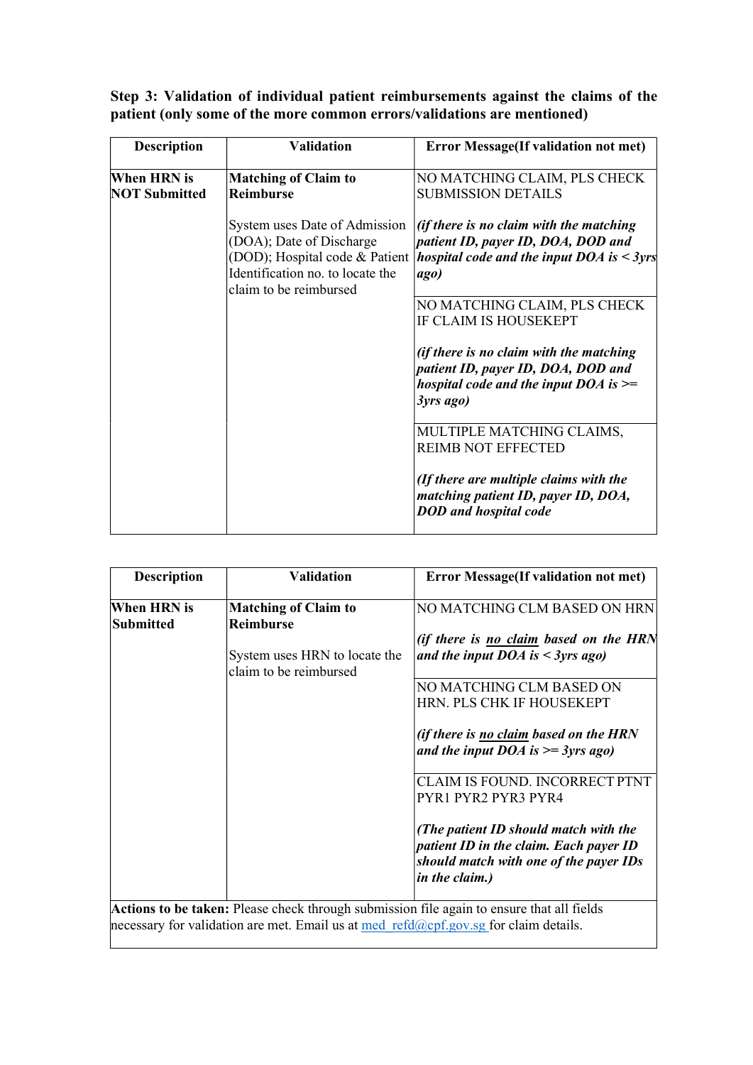**Step 3: Validation of individual patient reimbursements against the claims of the patient (only some of the more common errors/validations are mentioned)**

| Description | Validation | Error Message(If validation not met) |
|---|---|---|
| **When HRN is NOT Submitted** | **Matching of Claim to Reimburse**<br><br>System uses Date of Admission (DOA); Date of Discharge (DOD); Hospital code & Patient Identification no. to locate the claim to be reimbursed | NO MATCHING CLAIM, PLS CHECK SUBMISSION DETAILS<br><br>***(if there is no claim with the matching patient ID, payer ID, DOA, DOD and hospital code and the input DOA is < 3yrs ago)*** |
| | | NO MATCHING CLAIM, PLS CHECK IF CLAIM IS HOUSEKEPT<br><br>***(if there is no claim with the matching patient ID, payer ID, DOA, DOD and hospital code and the input DOA is >= 3yrs ago)*** |
| | | MULTIPLE MATCHING CLAIMS, REIMB NOT EFFECTED<br><br>***(If there are multiple claims with the matching patient ID, payer ID, DOA, DOD and hospital code*** |

| Description | Validation | Error Message(If validation not met) |
|---|---|---|
| **When HRN is Submitted** | **Matching of Claim to Reimburse**<br><br>System uses HRN to locate the claim to be reimbursed | NO MATCHING CLM BASED ON HRN<br><br>***(if there is <u>no claim</u> based on the HRN and the input DOA is < 3yrs ago)*** |
| | | NO MATCHING CLM BASED ON HRN. PLS CHK IF HOUSEKEPT<br><br>***(if there is <u>no claim</u> based on the HRN and the input DOA is >= 3yrs ago)*** |
| | | CLAIM IS FOUND. INCORRECT PTNT PYR1 PYR2 PYR3 PYR4<br><br>***(The patient ID should match with the patient ID in the claim. Each payer ID should match with one of the payer IDs in the claim.)*** |
| **Actions to be taken:** Please check through submission file again to ensure that all fields necessary for validation are met. Email us at med_refd@cpf.gov.sg for claim details. | | |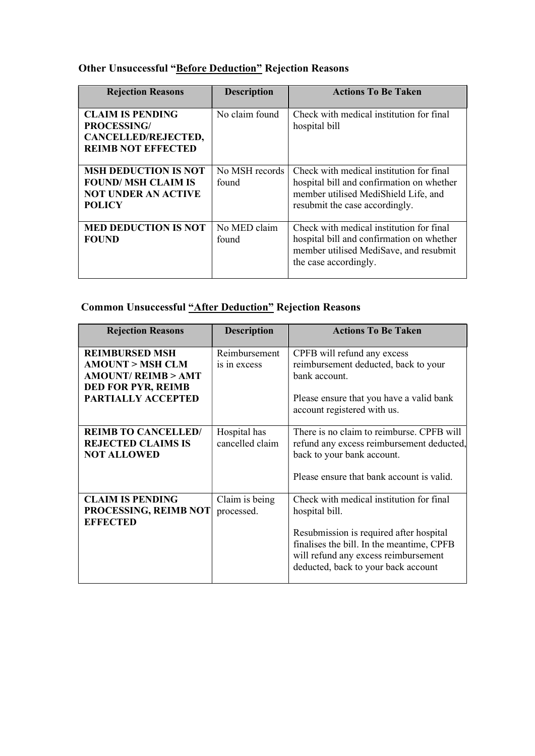### Other Unsuccessful "<u>Before Deduction</u>" Rejection Reasons

| Rejection Reasons | Description | Actions To Be Taken |
|---|---|---|
| **CLAIM IS PENDING PROCESSING/ CANCELLED/REJECTED, REIMB NOT EFFECTED** | No claim found | Check with medical institution for final hospital bill |
| **MSH DEDUCTION IS NOT FOUND/ MSH CLAIM IS NOT UNDER AN ACTIVE POLICY** | No MSH records found | Check with medical institution for final hospital bill and confirmation on whether member utilised MediShield Life, and resubmit the case accordingly. |
| **MED DEDUCTION IS NOT FOUND** | No MED claim found | Check with medical institution for final hospital bill and confirmation on whether member utilised MediSave, and resubmit the case accordingly. |

### Common Unsuccessful "<u>After Deduction</u>" Rejection Reasons

| Rejection Reasons | Description | Actions To Be Taken |
|---|---|---|
| **REIMBURSED MSH AMOUNT > MSH CLM AMOUNT/ REIMB > AMT DED FOR PYR, REIMB PARTIALLY ACCEPTED** | Reimbursement is in excess | CPFB will refund any excess reimbursement deducted, back to your bank account.<br><br>Please ensure that you have a valid bank account registered with us. |
| **REIMB TO CANCELLED/ REJECTED CLAIMS IS NOT ALLOWED** | Hospital has cancelled claim | There is no claim to reimburse. CPFB will refund any excess reimbursement deducted, back to your bank account.<br><br>Please ensure that bank account is valid. |
| **CLAIM IS PENDING PROCESSING, REIMB NOT EFFECTED** | Claim is being processed. | Check with medical institution for final hospital bill.<br><br>Resubmission is required after hospital finalises the bill. In the meantime, CPFB will refund any excess reimbursement deducted, back to your back account |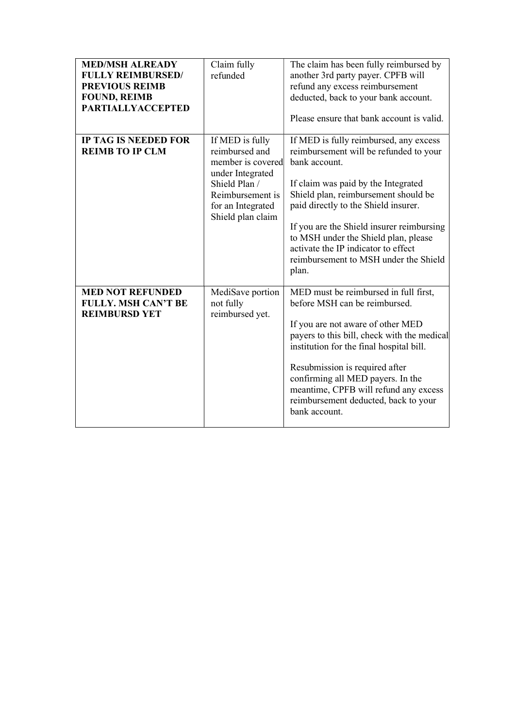| | | |
|---|---|---|
| **MED/MSH ALREADY FULLY REIMBURSED/ PREVIOUS REIMB FOUND, REIMB PARTIALLYACCEPTED** | Claim fully refunded | The claim has been fully reimbursed by another 3rd party payer. CPFB will refund any excess reimbursement deducted, back to your bank account.<br><br>Please ensure that bank account is valid. |
| **IP TAG IS NEEDED FOR REIMB TO IP CLM** | If MED is fully reimbursed and member is covered under Integrated Shield Plan / Reimbursement is for an Integrated Shield plan claim | If MED is fully reimbursed, any excess reimbursement will be refunded to your bank account.<br><br>If claim was paid by the Integrated Shield plan, reimbursement should be paid directly to the Shield insurer.<br><br>If you are the Shield insurer reimbursing to MSH under the Shield plan, please activate the IP indicator to effect reimbursement to MSH under the Shield plan. |
| **MED NOT REFUNDED FULLY. MSH CAN'T BE REIMBURSD YET** | MediSave portion not fully reimbursed yet. | MED must be reimbursed in full first, before MSH can be reimbursed.<br><br>If you are not aware of other MED payers to this bill, check with the medical institution for the final hospital bill.<br><br>Resubmission is required after confirming all MED payers. In the meantime, CPFB will refund any excess reimbursement deducted, back to your bank account. |